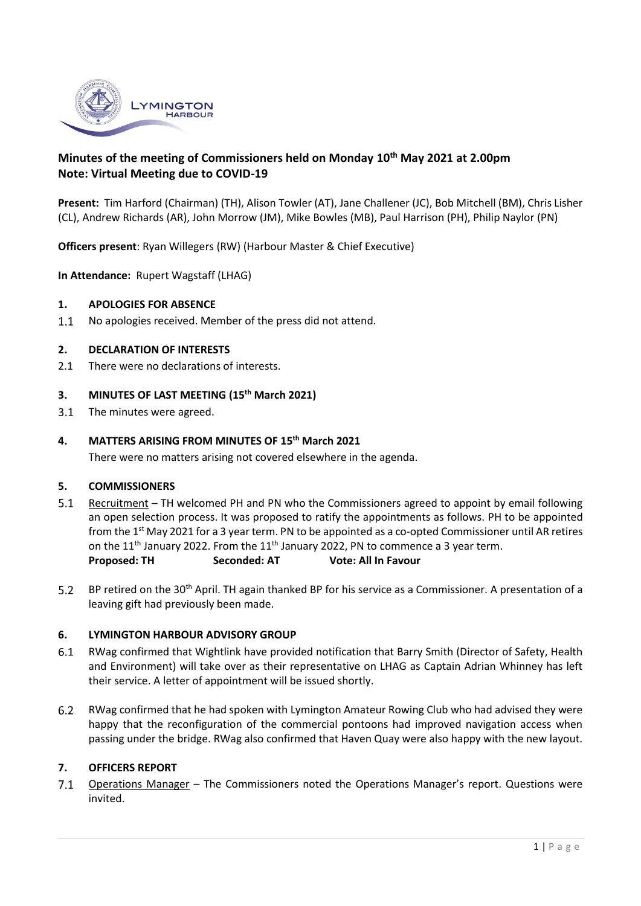# Minutes of the meeting of Commissioners held on Monday 10th May 2021 at 2.00pm
**Note: Virtual Meeting due to COVID-19**

**Present:** Tim Harford (Chairman) (TH), Alison Towler (AT), Jane Challener (JC), Bob Mitchell (BM), Chris Lisher (CL), Andrew Richards (AR), John Morrow (JM), Mike Bowles (MB), Paul Harrison (PH), Philip Naylor (PN)

**Officers present**: Ryan Willegers (RW) (Harbour Master & Chief Executive)

**In Attendance:** Rupert Wagstaff (LHAG)

## 1. APOLOGIES FOR ABSENCE

1.1 No apologies received. Member of the press did not attend.

## 2. DECLARATION OF INTERESTS

2.1 There were no declarations of interests.

## 3. MINUTES OF LAST MEETING (15th March 2021)

3.1 The minutes were agreed.

## 4. MATTERS ARISING FROM MINUTES OF 15th March 2021

There were no matters arising not covered elsewhere in the agenda.

## 5. COMMISSIONERS

5.1 Recruitment – TH welcomed PH and PN who the Commissioners agreed to appoint by email following an open selection process. It was proposed to ratify the appointments as follows. PH to be appointed from the 1st May 2021 for a 3 year term. PN to be appointed as a co-opted Commissioner until AR retires on the 11th January 2022. From the 11th January 2022, PN to commence a 3 year term.
**Proposed: TH Seconded: AT Vote: All In Favour**

5.2 BP retired on the 30th April. TH again thanked BP for his service as a Commissioner. A presentation of a leaving gift had previously been made.

## 6. LYMINGTON HARBOUR ADVISORY GROUP

6.1 RWag confirmed that Wightlink have provided notification that Barry Smith (Director of Safety, Health and Environment) will take over as their representative on LHAG as Captain Adrian Whinney has left their service. A letter of appointment will be issued shortly.

6.2 RWag confirmed that he had spoken with Lymington Amateur Rowing Club who had advised they were happy that the reconfiguration of the commercial pontoons had improved navigation access when passing under the bridge. RWag also confirmed that Haven Quay were also happy with the new layout.

## 7. OFFICERS REPORT

7.1 Operations Manager – The Commissioners noted the Operations Manager's report. Questions were invited.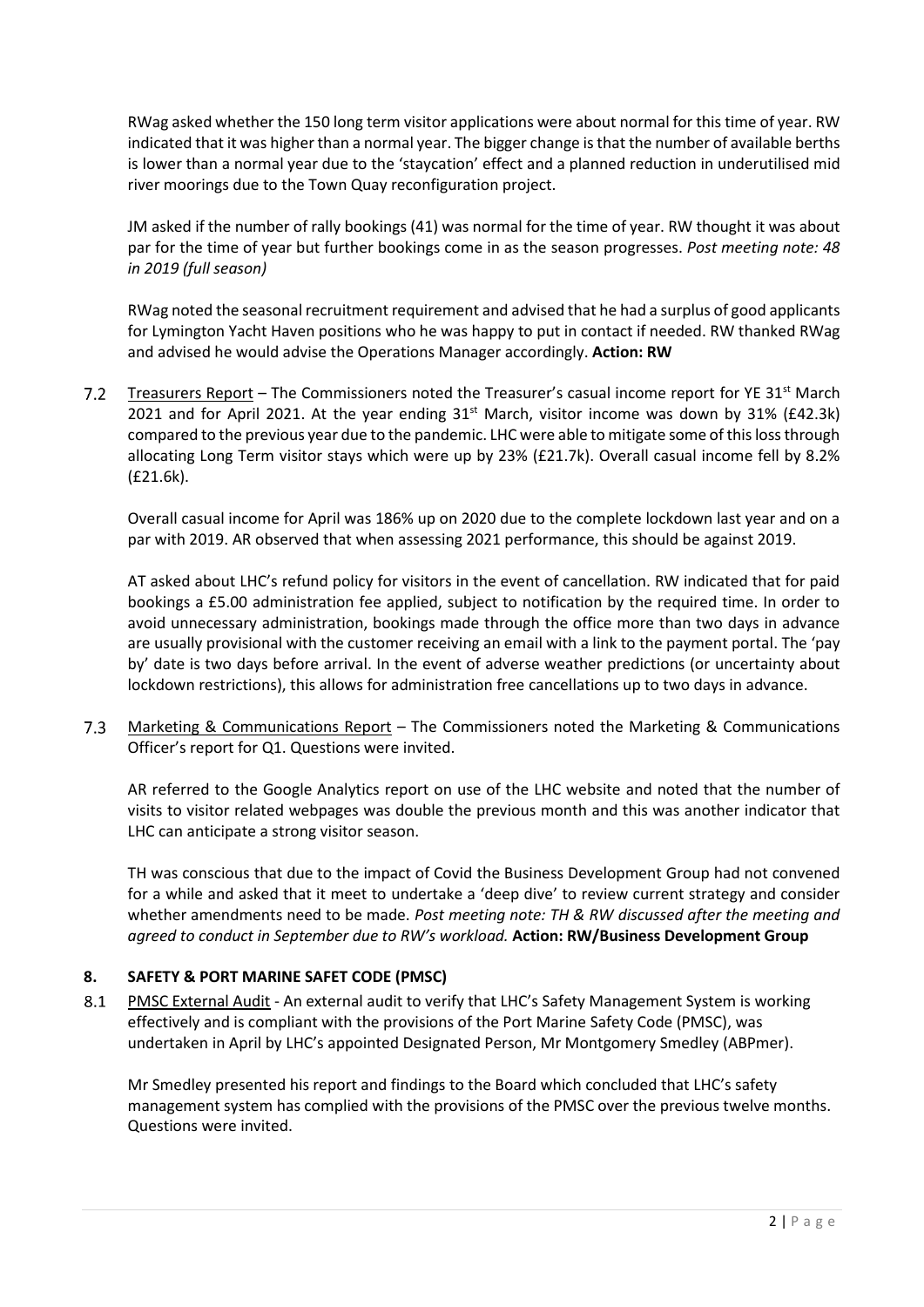RWag asked whether the 150 long term visitor applications were about normal for this time of year. RW indicated that it was higher than a normal year. The bigger change is that the number of available berths is lower than a normal year due to the 'staycation' effect and a planned reduction in underutilised mid river moorings due to the Town Quay reconfiguration project.

JM asked if the number of rally bookings (41) was normal for the time of year. RW thought it was about par for the time of year but further bookings come in as the season progresses. *Post meeting note: 48 in 2019 (full season)*

RWag noted the seasonal recruitment requirement and advised that he had a surplus of good applicants for Lymington Yacht Haven positions who he was happy to put in contact if needed. RW thanked RWag and advised he would advise the Operations Manager accordingly. **Action: RW**

7.2 Treasurers Report – The Commissioners noted the Treasurer's casual income report for YE 31st March 2021 and for April 2021. At the year ending 31st March, visitor income was down by 31% (£42.3k) compared to the previous year due to the pandemic. LHC were able to mitigate some of this loss through allocating Long Term visitor stays which were up by 23% (£21.7k). Overall casual income fell by 8.2% (£21.6k).

Overall casual income for April was 186% up on 2020 due to the complete lockdown last year and on a par with 2019. AR observed that when assessing 2021 performance, this should be against 2019.

AT asked about LHC's refund policy for visitors in the event of cancellation. RW indicated that for paid bookings a £5.00 administration fee applied, subject to notification by the required time. In order to avoid unnecessary administration, bookings made through the office more than two days in advance are usually provisional with the customer receiving an email with a link to the payment portal. The 'pay by' date is two days before arrival. In the event of adverse weather predictions (or uncertainty about lockdown restrictions), this allows for administration free cancellations up to two days in advance.

7.3 Marketing & Communications Report – The Commissioners noted the Marketing & Communications Officer's report for Q1. Questions were invited.

AR referred to the Google Analytics report on use of the LHC website and noted that the number of visits to visitor related webpages was double the previous month and this was another indicator that LHC can anticipate a strong visitor season.

TH was conscious that due to the impact of Covid the Business Development Group had not convened for a while and asked that it meet to undertake a 'deep dive' to review current strategy and consider whether amendments need to be made. *Post meeting note: TH & RW discussed after the meeting and agreed to conduct in September due to RW's workload.* **Action: RW/Business Development Group**

## 8. SAFETY & PORT MARINE SAFET CODE (PMSC)

8.1 PMSC External Audit - An external audit to verify that LHC's Safety Management System is working effectively and is compliant with the provisions of the Port Marine Safety Code (PMSC), was undertaken in April by LHC's appointed Designated Person, Mr Montgomery Smedley (ABPmer).

Mr Smedley presented his report and findings to the Board which concluded that LHC's safety management system has complied with the provisions of the PMSC over the previous twelve months. Questions were invited.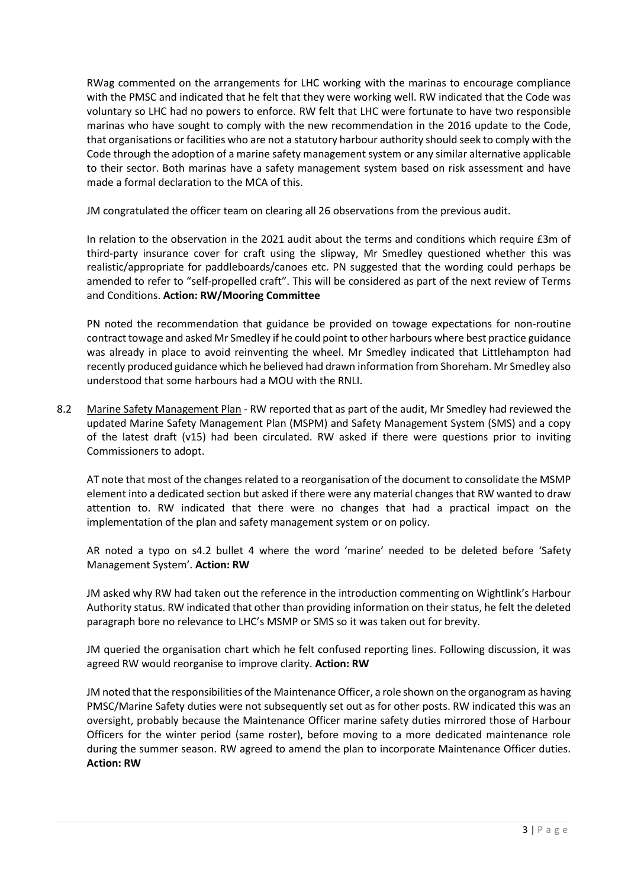RWag commented on the arrangements for LHC working with the marinas to encourage compliance with the PMSC and indicated that he felt that they were working well. RW indicated that the Code was voluntary so LHC had no powers to enforce. RW felt that LHC were fortunate to have two responsible marinas who have sought to comply with the new recommendation in the 2016 update to the Code, that organisations or facilities who are not a statutory harbour authority should seek to comply with the Code through the adoption of a marine safety management system or any similar alternative applicable to their sector. Both marinas have a safety management system based on risk assessment and have made a formal declaration to the MCA of this.

JM congratulated the officer team on clearing all 26 observations from the previous audit.

In relation to the observation in the 2021 audit about the terms and conditions which require £3m of third-party insurance cover for craft using the slipway, Mr Smedley questioned whether this was realistic/appropriate for paddleboards/canoes etc. PN suggested that the wording could perhaps be amended to refer to "self-propelled craft". This will be considered as part of the next review of Terms and Conditions. **Action: RW/Mooring Committee**

PN noted the recommendation that guidance be provided on towage expectations for non-routine contract towage and asked Mr Smedley if he could point to other harbours where best practice guidance was already in place to avoid reinventing the wheel. Mr Smedley indicated that Littlehampton had recently produced guidance which he believed had drawn information from Shoreham. Mr Smedley also understood that some harbours had a MOU with the RNLI.

8.2 Marine Safety Management Plan - RW reported that as part of the audit, Mr Smedley had reviewed the updated Marine Safety Management Plan (MSPM) and Safety Management System (SMS) and a copy of the latest draft (v15) had been circulated. RW asked if there were questions prior to inviting Commissioners to adopt.

AT note that most of the changes related to a reorganisation of the document to consolidate the MSMP element into a dedicated section but asked if there were any material changes that RW wanted to draw attention to. RW indicated that there were no changes that had a practical impact on the implementation of the plan and safety management system or on policy.

AR noted a typo on s4.2 bullet 4 where the word 'marine' needed to be deleted before 'Safety Management System'. **Action: RW**

JM asked why RW had taken out the reference in the introduction commenting on Wightlink's Harbour Authority status. RW indicated that other than providing information on their status, he felt the deleted paragraph bore no relevance to LHC's MSMP or SMS so it was taken out for brevity.

JM queried the organisation chart which he felt confused reporting lines. Following discussion, it was agreed RW would reorganise to improve clarity. **Action: RW**

JM noted that the responsibilities of the Maintenance Officer, a role shown on the organogram as having PMSC/Marine Safety duties were not subsequently set out as for other posts. RW indicated this was an oversight, probably because the Maintenance Officer marine safety duties mirrored those of Harbour Officers for the winter period (same roster), before moving to a more dedicated maintenance role during the summer season. RW agreed to amend the plan to incorporate Maintenance Officer duties. **Action: RW**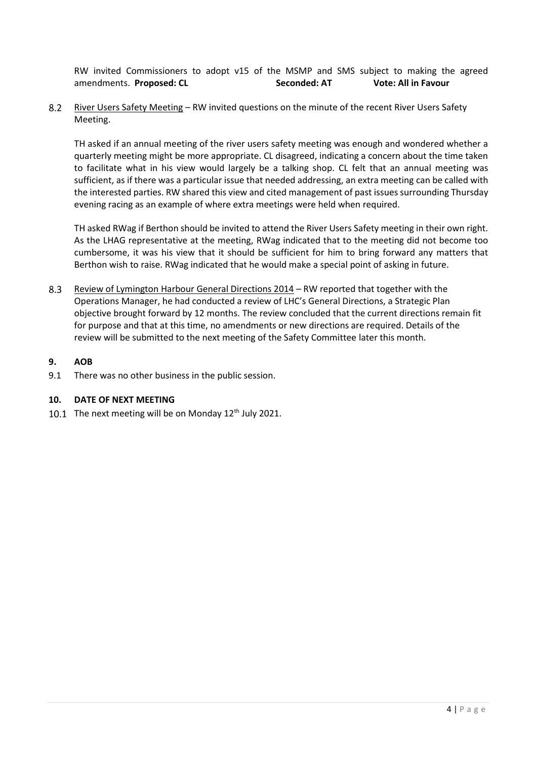RW invited Commissioners to adopt v15 of the MSMP and SMS subject to making the agreed amendments. **Proposed: CL** **Seconded: AT** **Vote: All in Favour**

8.2 River Users Safety Meeting – RW invited questions on the minute of the recent River Users Safety Meeting.

TH asked if an annual meeting of the river users safety meeting was enough and wondered whether a quarterly meeting might be more appropriate. CL disagreed, indicating a concern about the time taken to facilitate what in his view would largely be a talking shop. CL felt that an annual meeting was sufficient, as if there was a particular issue that needed addressing, an extra meeting can be called with the interested parties. RW shared this view and cited management of past issues surrounding Thursday evening racing as an example of where extra meetings were held when required.

TH asked RWag if Berthon should be invited to attend the River Users Safety meeting in their own right. As the LHAG representative at the meeting, RWag indicated that to the meeting did not become too cumbersome, it was his view that it should be sufficient for him to bring forward any matters that Berthon wish to raise. RWag indicated that he would make a special point of asking in future.

8.3 Review of Lymington Harbour General Directions 2014 – RW reported that together with the Operations Manager, he had conducted a review of LHC's General Directions, a Strategic Plan objective brought forward by 12 months. The review concluded that the current directions remain fit for purpose and that at this time, no amendments or new directions are required. Details of the review will be submitted to the next meeting of the Safety Committee later this month.

## 9. AOB

9.1 There was no other business in the public session.

## 10. DATE OF NEXT MEETING

10.1 The next meeting will be on Monday 12th July 2021.